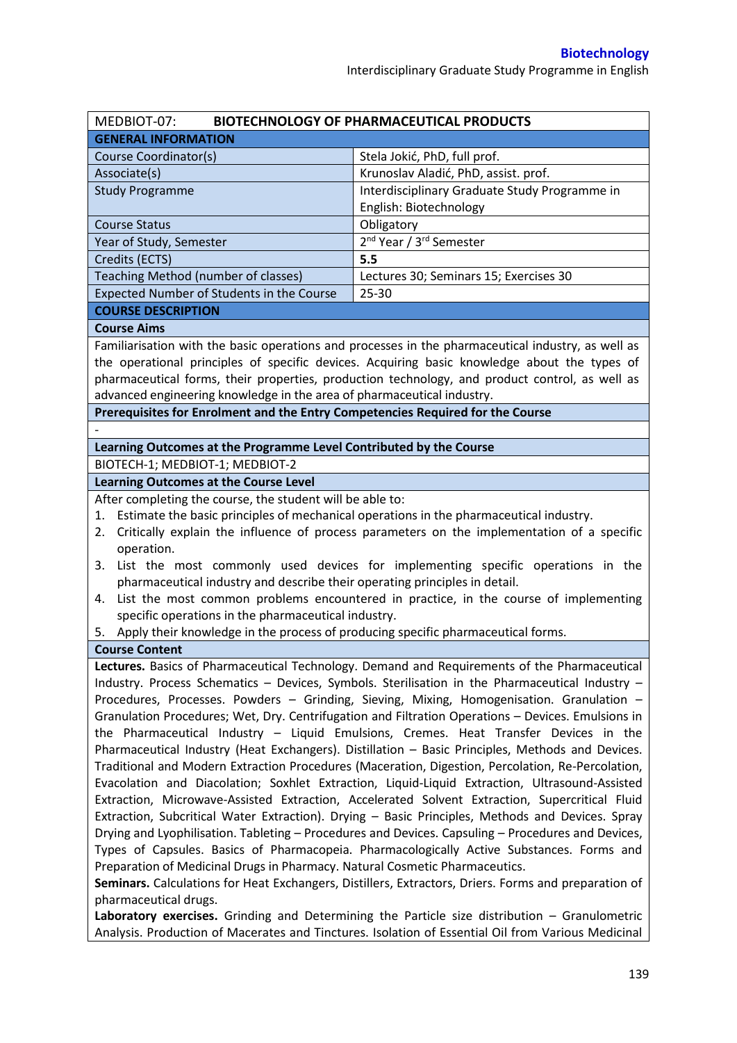| MEDBIOT-07: **BIOTECHNOLOGY OF PHARMACEUTICAL PRODUCTS** | |
|---|---|
| **GENERAL INFORMATION** | |
| Course Coordinator(s) | Stela Jokić, PhD, full prof. |
| Associate(s) | Krunoslav Aladić, PhD, assist. prof. |
| Study Programme | Interdisciplinary Graduate Study Programme in English: Biotechnology |
| Course Status | Obligatory |
| Year of Study, Semester | 2nd Year / 3rd Semester |
| Credits (ECTS) | **5.5** |
| Teaching Method (number of classes) | Lectures 30; Seminars 15; Exercises 30 |
| Expected Number of Students in the Course | 25-30 |
| **COURSE DESCRIPTION** | |

**Course Aims**

Familiarisation with the basic operations and processes in the pharmaceutical industry, as well as the operational principles of specific devices. Acquiring basic knowledge about the types of pharmaceutical forms, their properties, production technology, and product control, as well as advanced engineering knowledge in the area of pharmaceutical industry.

**Prerequisites for Enrolment and the Entry Competencies Required for the Course**

-

**Learning Outcomes at the Programme Level Contributed by the Course**

BIOTECH-1; MEDBIOT-1; MEDBIOT-2

**Learning Outcomes at the Course Level**

After completing the course, the student will be able to:

1. Estimate the basic principles of mechanical operations in the pharmaceutical industry.
2. Critically explain the influence of process parameters on the implementation of a specific operation.
3. List the most commonly used devices for implementing specific operations in the pharmaceutical industry and describe their operating principles in detail.
4. List the most common problems encountered in practice, in the course of implementing specific operations in the pharmaceutical industry.
5. Apply their knowledge in the process of producing specific pharmaceutical forms.

**Course Content**

**Lectures.** Basics of Pharmaceutical Technology. Demand and Requirements of the Pharmaceutical Industry. Process Schematics – Devices, Symbols. Sterilisation in the Pharmaceutical Industry – Procedures, Processes. Powders – Grinding, Sieving, Mixing, Homogenisation. Granulation – Granulation Procedures; Wet, Dry. Centrifugation and Filtration Operations – Devices. Emulsions in the Pharmaceutical Industry – Liquid Emulsions, Cremes. Heat Transfer Devices in the Pharmaceutical Industry (Heat Exchangers). Distillation – Basic Principles, Methods and Devices. Traditional and Modern Extraction Procedures (Maceration, Digestion, Percolation, Re-Percolation, Evacolation and Diacolation; Soxhlet Extraction, Liquid-Liquid Extraction, Ultrasound-Assisted Extraction, Microwave-Assisted Extraction, Accelerated Solvent Extraction, Supercritical Fluid Extraction, Subcritical Water Extraction). Drying – Basic Principles, Methods and Devices. Spray Drying and Lyophilisation. Tableting – Procedures and Devices. Capsuling – Procedures and Devices, Types of Capsules. Basics of Pharmacopeia. Pharmacologically Active Substances. Forms and Preparation of Medicinal Drugs in Pharmacy. Natural Cosmetic Pharmaceutics.

**Seminars.** Calculations for Heat Exchangers, Distillers, Extractors, Driers. Forms and preparation of pharmaceutical drugs.

**Laboratory exercises.** Grinding and Determining the Particle size distribution – Granulometric Analysis. Production of Macerates and Tinctures. Isolation of Essential Oil from Various Medicinal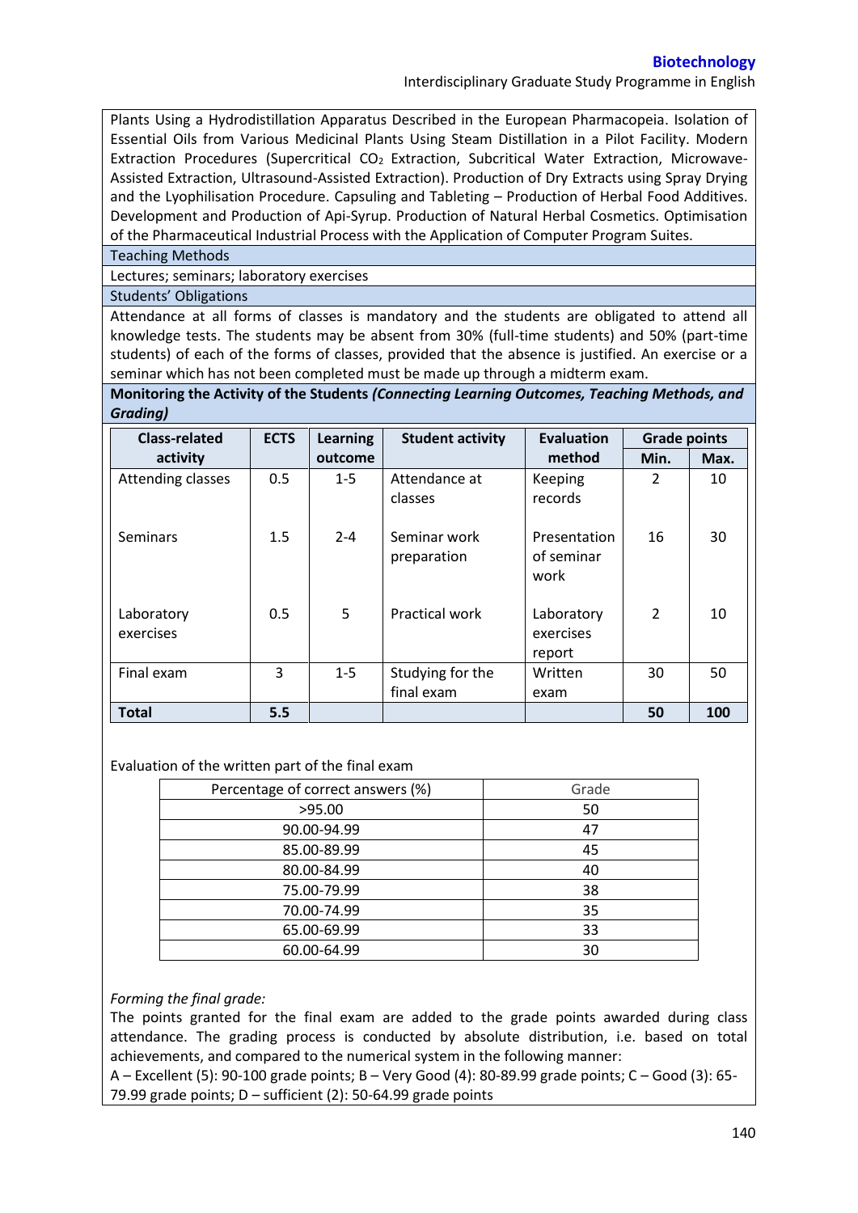Plants Using a Hydrodistillation Apparatus Described in the European Pharmacopeia. Isolation of Essential Oils from Various Medicinal Plants Using Steam Distillation in a Pilot Facility. Modern Extraction Procedures (Supercritical $CO_2$ Extraction, Subcritical Water Extraction, Microwave-Assisted Extraction, Ultrasound-Assisted Extraction). Production of Dry Extracts using Spray Drying and the Lyophilisation Procedure. Capsuling and Tableting – Production of Herbal Food Additives. Development and Production of Api-Syrup. Production of Natural Herbal Cosmetics. Optimisation of the Pharmaceutical Industrial Process with the Application of Computer Program Suites.

Teaching Methods

Lectures; seminars; laboratory exercises

Students' Obligations

Attendance at all forms of classes is mandatory and the students are obligated to attend all knowledge tests. The students may be absent from 30% (full-time students) and 50% (part-time students) of each of the forms of classes, provided that the absence is justified. An exercise or a seminar which has not been completed must be made up through a midterm exam.

**Monitoring the Activity of the Students *(Connecting Learning Outcomes, Teaching Methods, and Grading)***

| Class-related activity | ECTS | Learning outcome | Student activity | Evaluation method | Grade points | |
|---|---|---|---|---|---|---|
| | | | | | Min. | Max. |
| Attending classes | 0.5 | 1-5 | Attendance at classes | Keeping records | 2 | 10 |
| Seminars | 1.5 | 2-4 | Seminar work preparation | Presentation of seminar work | 16 | 30 |
| Laboratory exercises | 0.5 | 5 | Practical work | Laboratory exercises report | 2 | 10 |
| Final exam | 3 | 1-5 | Studying for the final exam | Written exam | 30 | 50 |
| **Total** | **5.5** | | | | **50** | **100** |

Evaluation of the written part of the final exam

| Percentage of correct answers (%) | Grade |
|---|---|
| >95.00 | 50 |
| 90.00-94.99 | 47 |
| 85.00-89.99 | 45 |
| 80.00-84.99 | 40 |
| 75.00-79.99 | 38 |
| 70.00-74.99 | 35 |
| 65.00-69.99 | 33 |
| 60.00-64.99 | 30 |

*Forming the final grade:*

The points granted for the final exam are added to the grade points awarded during class attendance. The grading process is conducted by absolute distribution, i.e. based on total achievements, and compared to the numerical system in the following manner:

A – Excellent (5): 90-100 grade points; B – Very Good (4): 80-89.99 grade points; C – Good (3): 65-79.99 grade points; D – sufficient (2): 50-64.99 grade points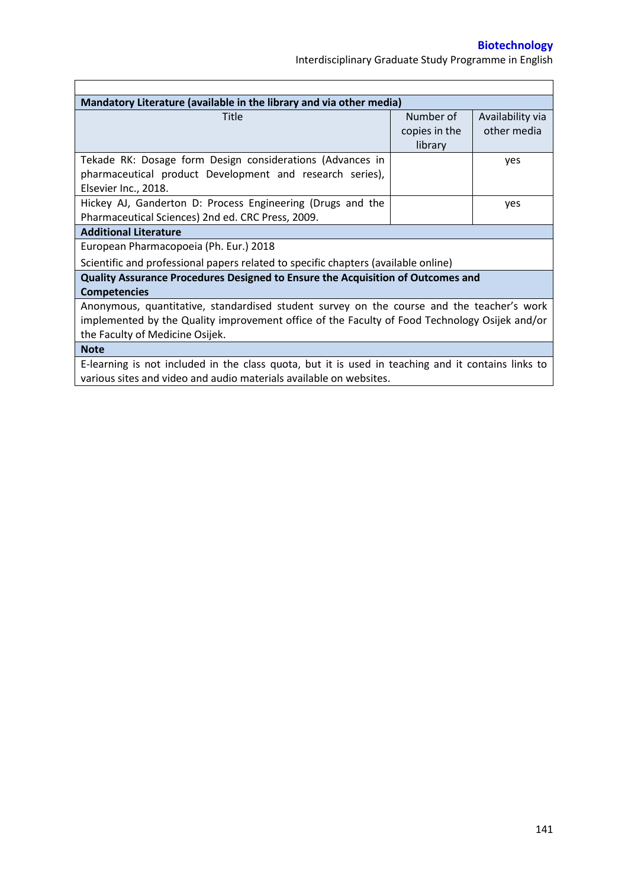| Mandatory Literature (available in the library and via other media) | | |
|---|---|---|
| Title | Number of copies in the library | Availability via other media |
| Tekade RK: Dosage form Design considerations (Advances in pharmaceutical product Development and research series), Elsevier Inc., 2018. | | yes |
| Hickey AJ, Ganderton D: Process Engineering (Drugs and the Pharmaceutical Sciences) 2nd ed. CRC Press, 2009. | | yes |

**Additional Literature**

European Pharmacopoeia (Ph. Eur.) 2018

Scientific and professional papers related to specific chapters (available online)

**Quality Assurance Procedures Designed to Ensure the Acquisition of Outcomes and Competencies**

Anonymous, quantitative, standardised student survey on the course and the teacher's work implemented by the Quality improvement office of the Faculty of Food Technology Osijek and/or the Faculty of Medicine Osijek.

**Note**

E-learning is not included in the class quota, but it is used in teaching and it contains links to various sites and video and audio materials available on websites.